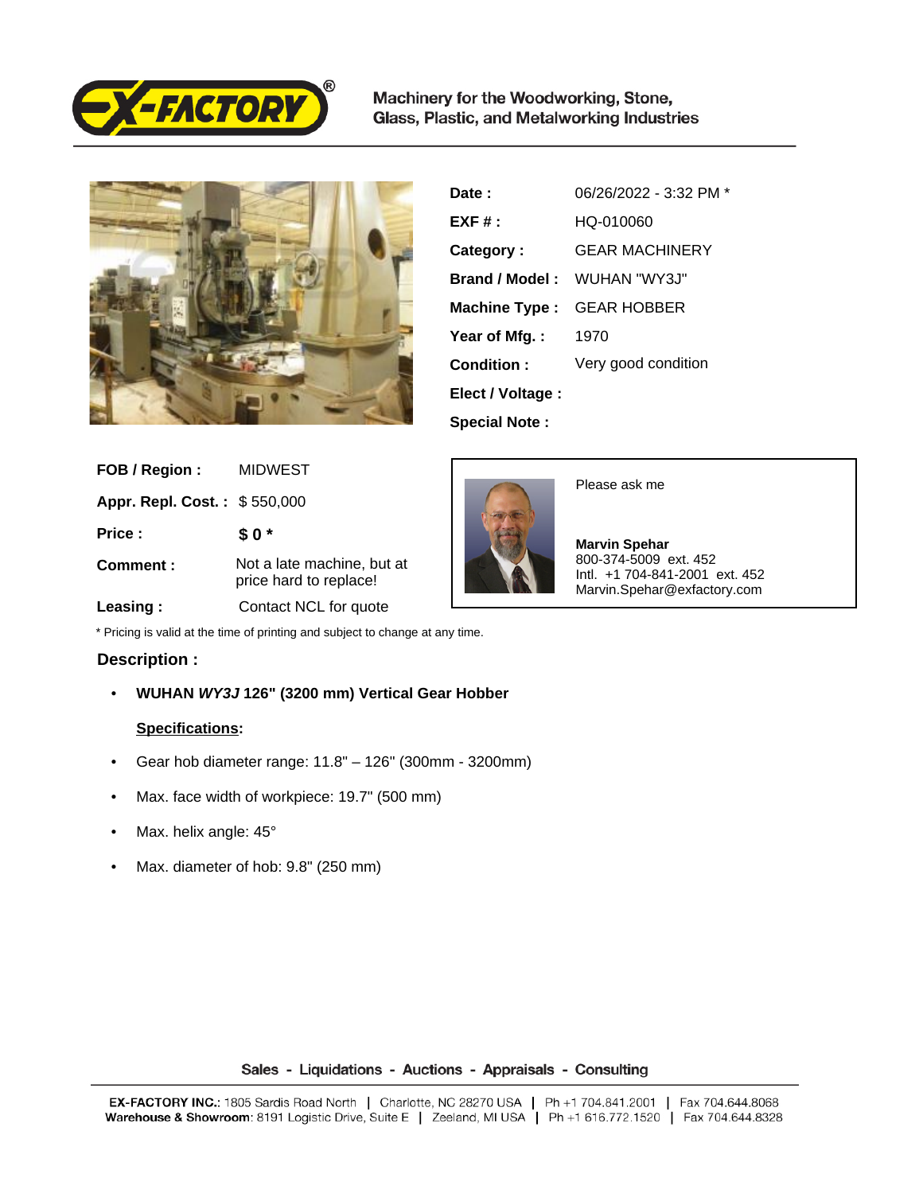Machinery for the Woodworking, Stone, Glass, Plastic, and Metalworking Industries

| | |
|---|---|
| **Date :** | 06/26/2022 - 3:32 PM * |
| **EXF # :** | HQ-010060 |
| **Category :** | GEAR MACHINERY |
| **Brand / Model :** | WUHAN "WY3J" |
| **Machine Type :** | GEAR HOBBER |
| **Year of Mfg. :** | 1970 |
| **Condition :** | Very good condition |
| **Elect / Voltage :** | |
| **Special Note :** | |

| | |
|---|---|
| **FOB / Region :** | MIDWEST |
| **Appr. Repl. Cost. :** | $ 550,000 |
| **Price :** | **$ 0 *** |
| **Comment :** | Not a late machine, but at price hard to replace! |
| **Leasing :** | Contact NCL for quote |

Please ask me

**Marvin Spehar**
800-374-5009 ext. 452
Intl. +1 704-841-2001 ext. 452
Marvin.Spehar@exfactory.com

* Pricing is valid at the time of printing and subject to change at any time.

## Description :

- **WUHAN *WY3J* 126" (3200 mm) Vertical Gear Hobber**

  **Specifications:**

- Gear hob diameter range: 11.8" – 126" (300mm - 3200mm)
- Max. face width of workpiece: 19.7" (500 mm)
- Max. helix angle: 45°
- Max. diameter of hob: 9.8" (250 mm)

Sales - Liquidations - Auctions - Appraisals - Consulting

**EX-FACTORY INC.**: 1805 Sardis Road North | Charlotte, NC 28270 USA | Ph +1 704.841.2001 | Fax 704.644.8068
**Warehouse & Showroom**: 8191 Logistic Drive, Suite E | Zeeland, MI USA | Ph +1 616.772.1520 | Fax 704.644.8328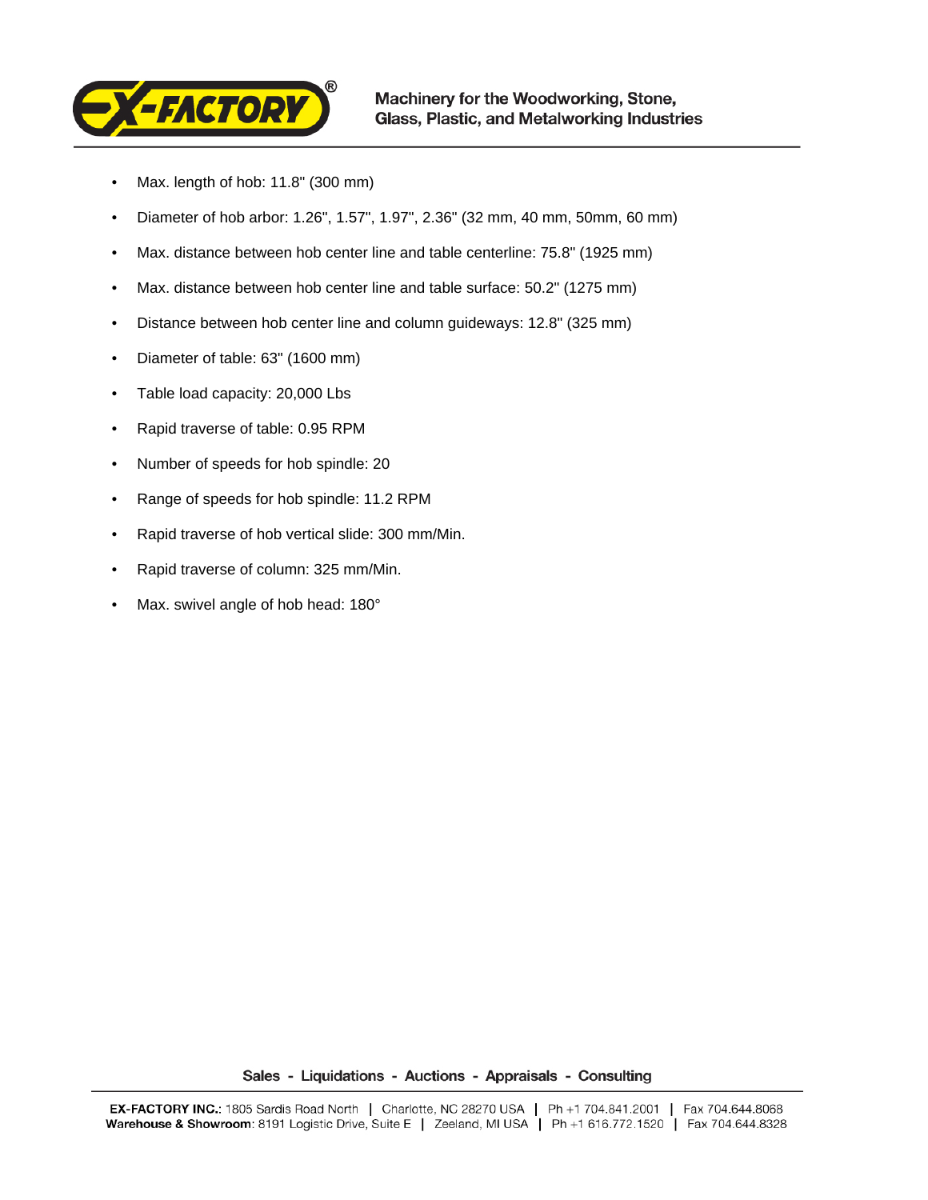- Max. length of hob: 11.8" (300 mm)
- Diameter of hob arbor: 1.26", 1.57", 1.97", 2.36" (32 mm, 40 mm, 50mm, 60 mm)
- Max. distance between hob center line and table centerline: 75.8" (1925 mm)
- Max. distance between hob center line and table surface: 50.2" (1275 mm)
- Distance between hob center line and column guideways: 12.8" (325 mm)
- Diameter of table: 63" (1600 mm)
- Table load capacity: 20,000 Lbs
- Rapid traverse of table: 0.95 RPM
- Number of speeds for hob spindle: 20
- Range of speeds for hob spindle: 11.2 RPM
- Rapid traverse of hob vertical slide: 300 mm/Min.
- Rapid traverse of column: 325 mm/Min.
- Max. swivel angle of hob head: 180°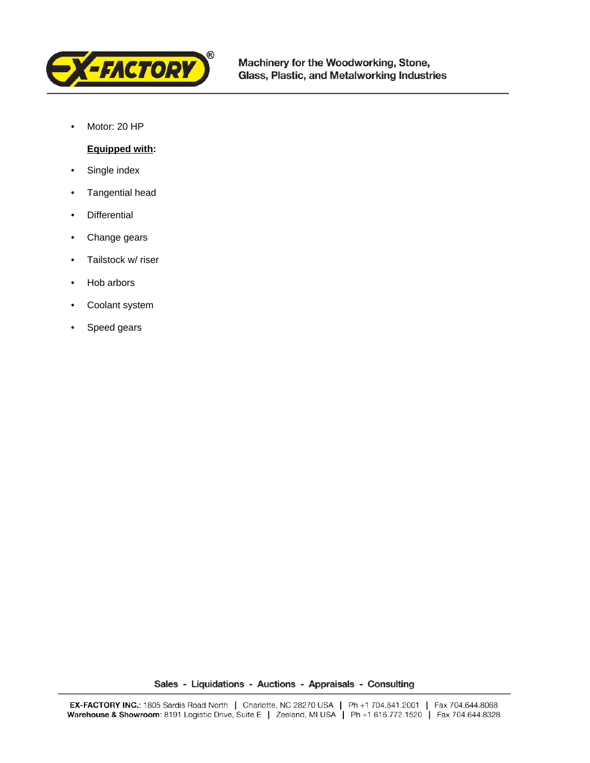- Motor: 20 HP

**Equipped with:**

- Single index
- Tangential head
- Differential
- Change gears
- Tailstock w/ riser
- Hob arbors
- Coolant system
- Speed gears